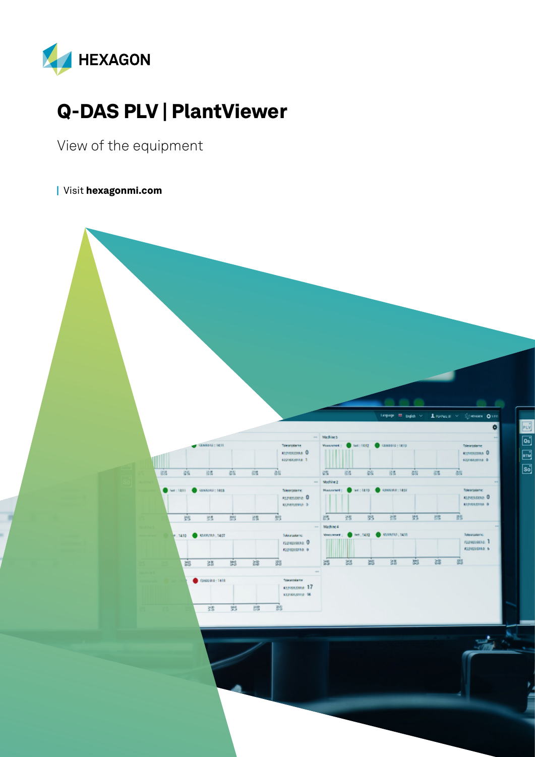HEXAGON

# Q-DAS PLV | PlantViewer

View of the equipment

| Visit **hexagonmi.com**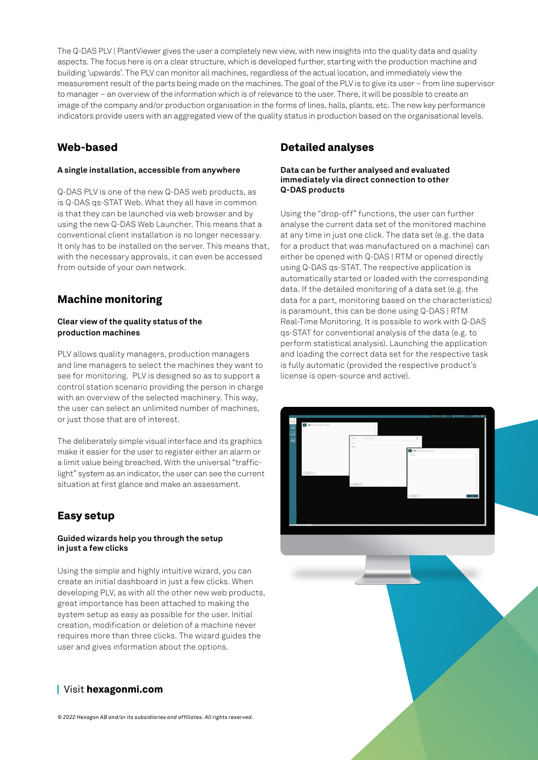The Q-DAS PLV | PlantViewer gives the user a completely new view, with new insights into the quality data and quality aspects. The focus here is on a clear structure, which is developed further, starting with the production machine and building 'upwards'. The PLV can monitor all machines, regardless of the actual location, and immediately view the measurement result of the parts being made on the machines. The goal of the PLV is to give its user – from line supervisor to manager – an overview of the information which is of relevance to the user. There, it will be possible to create an image of the company and/or production organisation in the forms of lines, halls, plants, etc. The new key performance indicators provide users with an aggregated view of the quality status in production based on the organisational levels.

## Web-based

**A single installation, accessible from anywhere**

Q-DAS PLV is one of the new Q-DAS web products, as is Q-DAS qs-STAT Web. What they all have in common is that they can be launched via web browser and by using the new Q-DAS Web Launcher. This means that a conventional client installation is no longer necessary. It only has to be installed on the server. This means that, with the necessary approvals, it can even be accessed from outside of your own network.

## Machine monitoring

**Clear view of the quality status of the production machines**

PLV allows quality managers, production managers and line managers to select the machines they want to see for monitoring. PLV is designed so as to support a control station scenario providing the person in charge with an overview of the selected machinery. This way, the user can select an unlimited number of machines, or just those that are of interest.

The deliberately simple visual interface and its graphics make it easier for the user to register either an alarm or a limit value being breached. With the universal "traffic-light" system as an indicator, the user can see the current situation at first glance and make an assessment.

## Easy setup

**Guided wizards help you through the setup in just a few clicks**

Using the simple and highly intuitive wizard, you can create an initial dashboard in just a few clicks. When developing PLV, as with all the other new web products, great importance has been attached to making the system setup as easy as possible for the user. Initial creation, modification or deletion of a machine never requires more than three clicks. The wizard guides the user and gives information about the options.

## Detailed analyses

**Data can be further analysed and evaluated immediately via direct connection to other Q-DAS products**

Using the "drop-off" functions, the user can further analyse the current data set of the monitored machine at any time in just one click. The data set (e.g. the data for a product that was manufactured on a machine) can either be opened with Q-DAS | RTM or opened directly using Q-DAS qs-STAT. The respective application is automatically started or loaded with the corresponding data. If the detailed monitoring of a data set (e.g. the data for a part, monitoring based on the characteristics) is paramount, this can be done using Q-DAS | RTM Real-Time Monitoring. It is possible to work with Q-DAS qs-STAT for conventional analysis of the data (e.g. to perform statistical analysis). Launching the application and loading the correct data set for the respective task is fully automatic (provided the respective product's license is open-source and active).

Visit **hexagonmi.com**

*© 2022 Hexagon AB and/or its subsidiaries and affiliates. All rights reserved.*